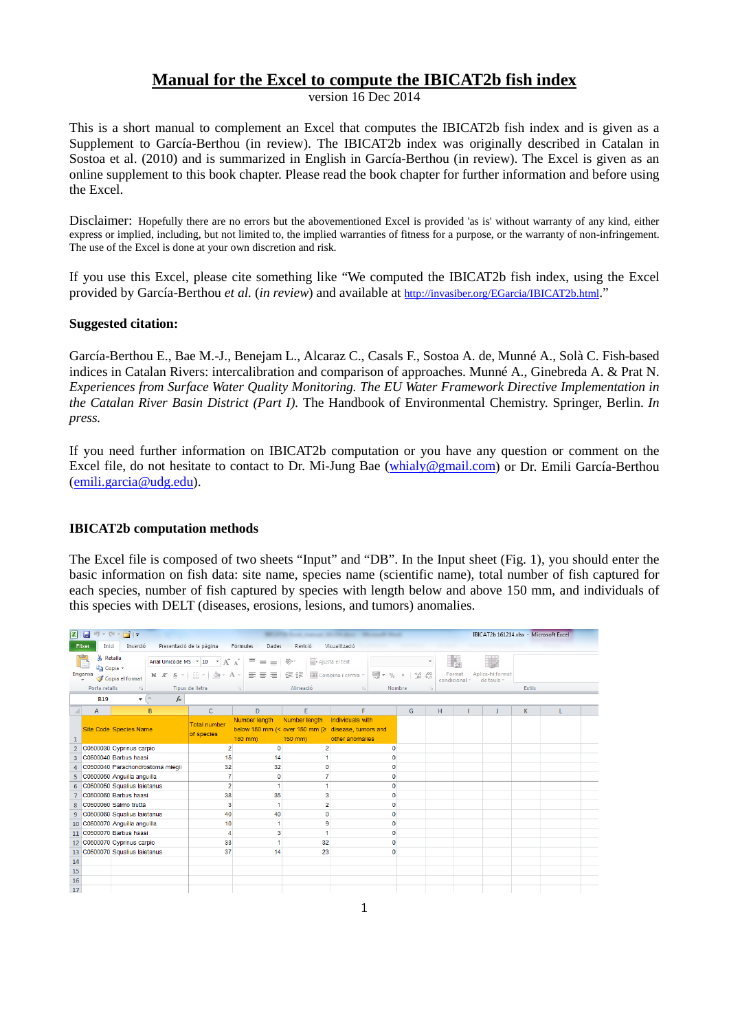# Manual for the Excel to compute the IBICAT2b fish index

version 16 Dec 2014

This is a short manual to complement an Excel that computes the IBICAT2b fish index and is given as a Supplement to García-Berthou (in review). The IBICAT2b index was originally described in Catalan in Sostoa et al. (2010) and is summarized in English in García-Berthou (in review). The Excel is given as an online supplement to this book chapter. Please read the book chapter for further information and before using the Excel.

Disclaimer: Hopefully there are no errors but the abovementioned Excel is provided 'as is' without warranty of any kind, either express or implied, including, but not limited to, the implied warranties of fitness for a purpose, or the warranty of non-infringement. The use of the Excel is done at your own discretion and risk.

If you use this Excel, please cite something like "We computed the IBICAT2b fish index, using the Excel provided by García-Berthou *et al.* (*in review*) and available at http://invasiber.org/EGarcia/IBICAT2b.html."

**Suggested citation:**

García-Berthou E., Bae M.-J., Benejam L., Alcaraz C., Casals F., Sostoa A. de, Munné A., Solà C. Fish-based indices in Catalan Rivers: intercalibration and comparison of approaches. Munné A., Ginebreda A. & Prat N. *Experiences from Surface Water Quality Monitoring. The EU Water Framework Directive Implementation in the Catalan River Basin District (Part I).* The Handbook of Environmental Chemistry. Springer, Berlin. *In press.*

If you need further information on IBICAT2b computation or you have any question or comment on the Excel file, do not hesitate to contact to Dr. Mi-Jung Bae (whialy@gmail.com) or Dr. Emili García-Berthou (emili.garcia@udg.edu).

## IBICAT2b computation methods

The Excel file is composed of two sheets "Input" and "DB". In the Input sheet (Fig. 1), you should enter the basic information on fish data: site name, species name (scientific name), total number of fish captured for each species, number of fish captured by species with length below and above 150 mm, and individuals of this species with DELT (diseases, erosions, lesions, and tumors) anomalies.

| Site Code | Species Name | Total number of species | Number length below 150 mm (< 150 mm) | Number length over 150 mm (≥ 150 mm) | Individuals with disease, tumors and other anomalies |
|---|---|---|---|---|---|
| C0500030 | Cyprinus carpio | 2 | 0 | 2 | 0 |
| C0500040 | Barbus haasi | 15 | 14 | 1 | 0 |
| C0500040 | Parachondrostoma miegii | 32 | 32 | 0 | 0 |
| C0500050 | Anguilla anguilla | 7 | 0 | 7 | 0 |
| C0500050 | Squalius laietanus | 2 | 1 | 1 | 0 |
| C0500060 | Barbus haasi | 38 | 35 | 3 | 0 |
| C0500060 | Salmo trutta | 3 | 1 | 2 | 0 |
| C0500060 | Squalius laietanus | 40 | 40 | 0 | 0 |
| C0500070 | Anguilla anguilla | 10 | 1 | 9 | 0 |
| C0500070 | Barbus haasi | 4 | 3 | 1 | 0 |
| C0500070 | Cyprinus carpio | 33 | 1 | 32 | 0 |
| C0500070 | Squalius laietanus | 37 | 14 | 23 | 0 |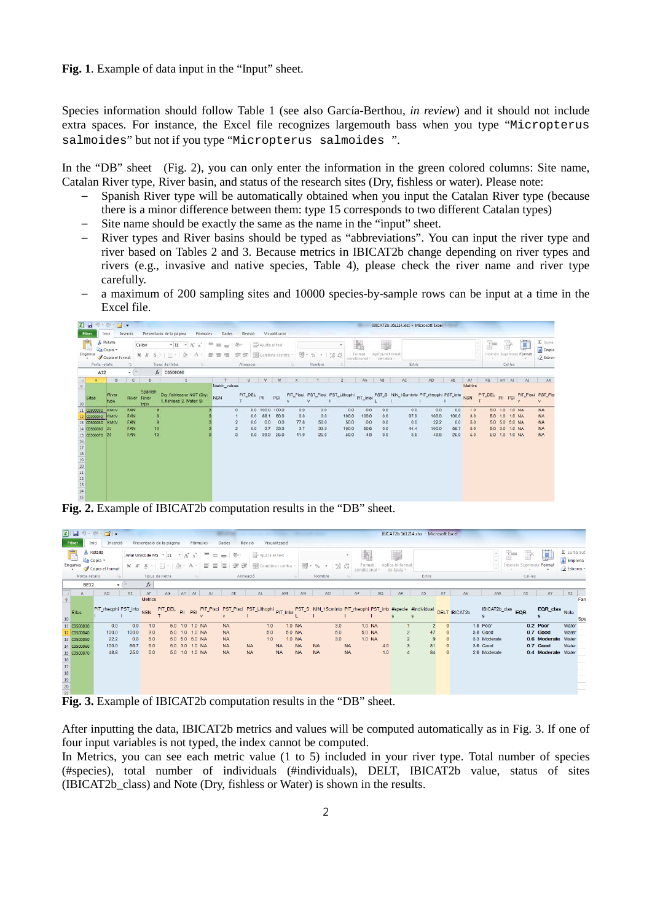**Fig. 1**. Example of data input in the “Input” sheet.

Species information should follow Table 1 (see also García-Berthou, *in review*) and it should not include extra spaces. For instance, the Excel file recognizes largemouth bass when you type “`Micropterus salmoides`” but not if you type “`Micropterus salmoides `”.

In the “DB” sheet (Fig. 2), you can only enter the information in the green colored columns: Site name, Catalan River type, River basin, and status of the research sites (Dry, fishless or water). Please note:

- Spanish River type will be automatically obtained when you input the Catalan River type (because there is a minor difference between them: type 15 corresponds to two different Catalan types)
- Site name should be exactly the same as the name in the “input” sheet.
- River types and River basins should be typed as “abbreviations”. You can input the river type and river based on Tables 2 and 3. Because metrics in IBICAT2b change depending on river types and rivers (e.g., invasive and native species, Table 4), please check the river name and river type carefully.
- a maximum of 200 sampling sites and 10000 species-by-sample rows can be input at a time in the Excel file.

**Fig. 2.** Example of IBICAT2b computation results in the “DB” sheet.

**Fig. 3.** Example of IBICAT2b computation results in the “DB” sheet.

After inputting the data, IBICAT2b metrics and values will be computed automatically as in Fig. 3. If one of four input variables is not typed, the index cannot be computed.

In Metrics, you can see each metric value (1 to 5) included in your river type. Total number of species (#species), total number of individuals (#individuals), DELT, IBICAT2b value, status of sites (IBICAT2b_class) and Note (Dry, fishless or Water) is shown in the results.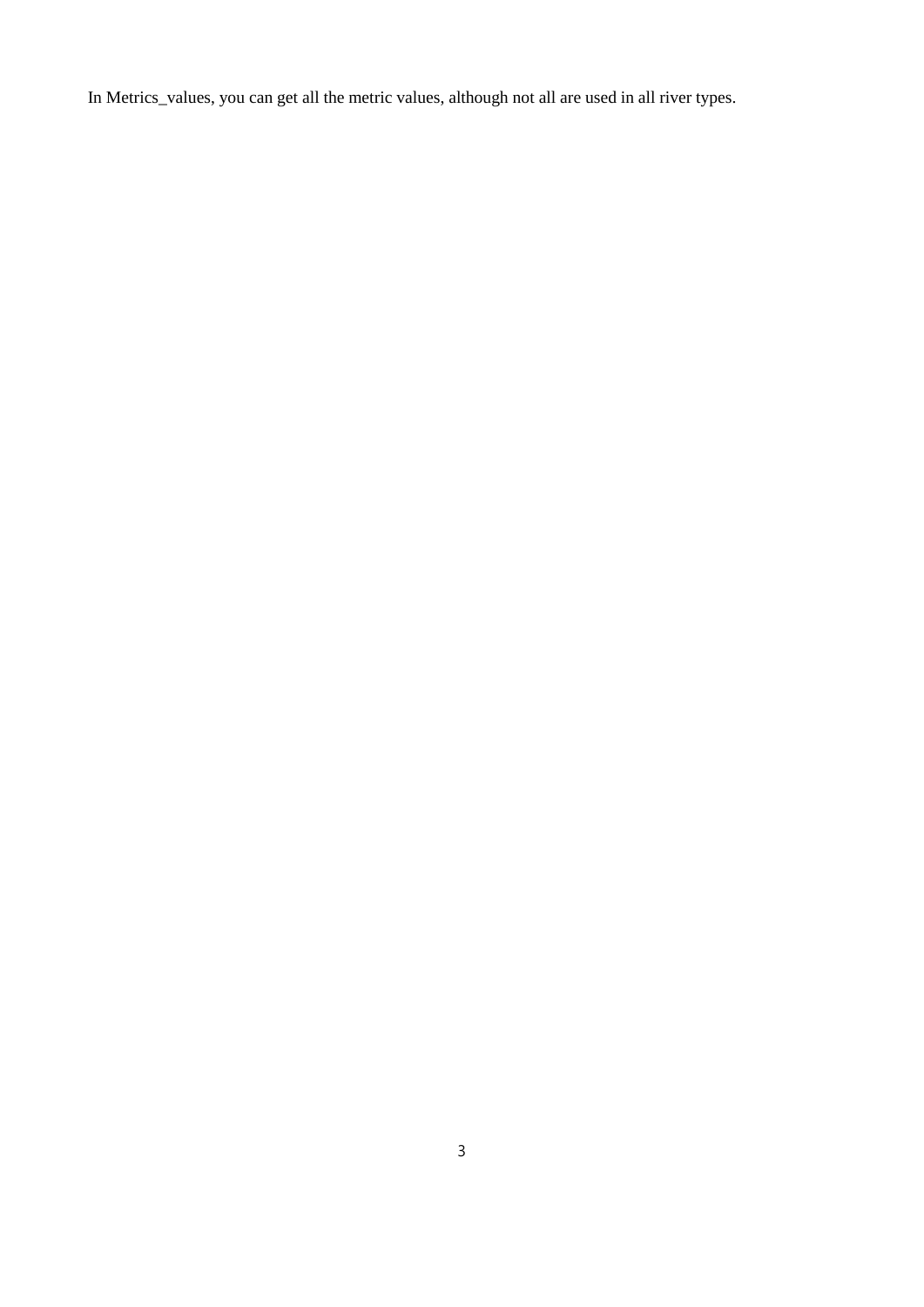In Metrics_values, you can get all the metric values, although not all are used in all river types.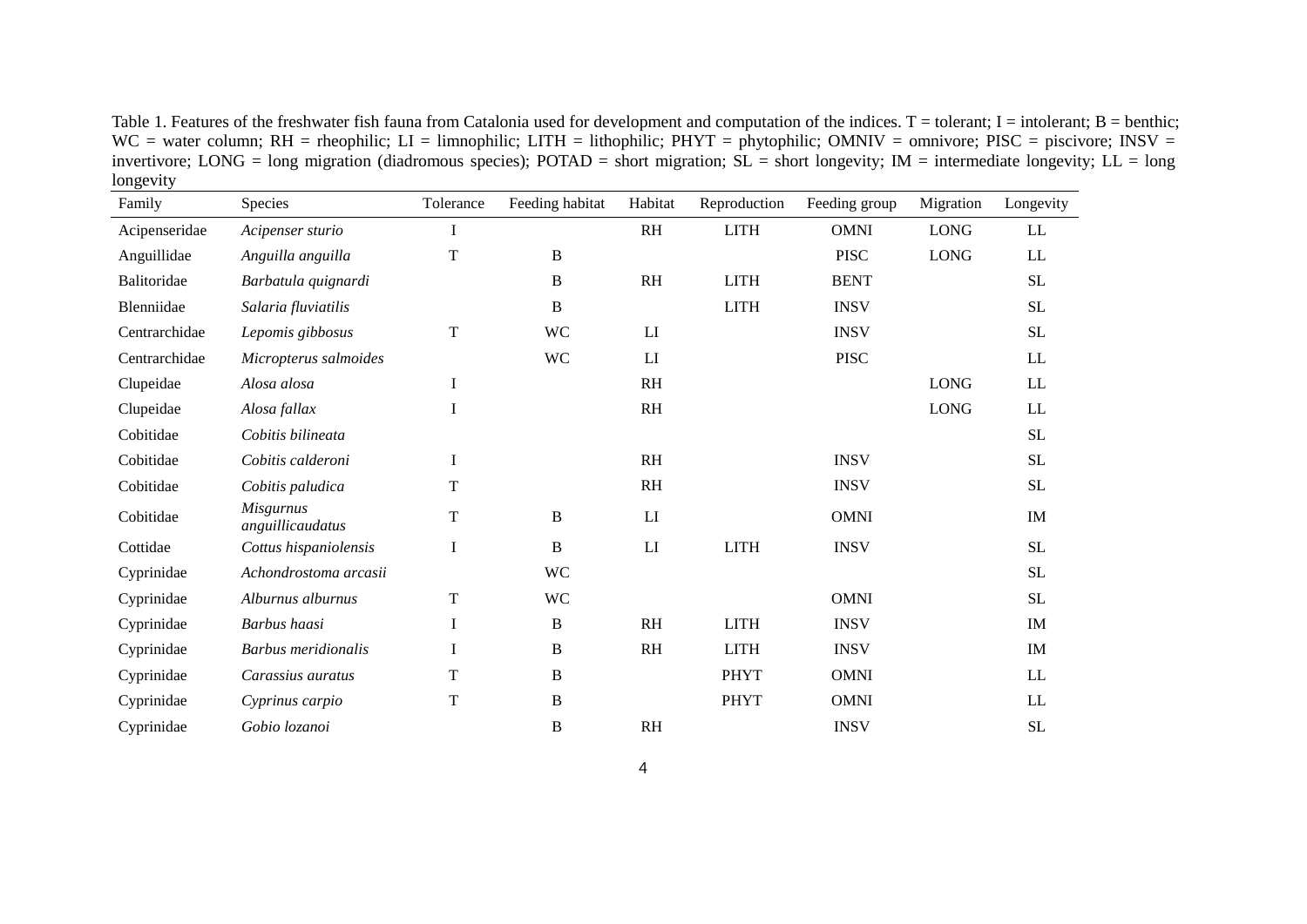Table 1. Features of the freshwater fish fauna from Catalonia used for development and computation of the indices. T = tolerant; I = intolerant; B = benthic; WC = water column; RH = rheophilic; LI = limnophilic; LITH = lithophilic; PHYT = phytophilic; OMNIV = omnivore; PISC = piscivore; INSV = invertivore; LONG = long migration (diadromous species); POTAD = short migration; SL = short longevity; IM = intermediate longevity; LL = long longevity

| Family | Species | Tolerance | Feeding habitat | Habitat | Reproduction | Feeding group | Migration | Longevity |
|---|---|---|---|---|---|---|---|---|
| Acipenseridae | *Acipenser sturio* | I | | RH | LITH | OMNI | LONG | LL |
| Anguillidae | *Anguilla anguilla* | T | B | | | PISC | LONG | LL |
| Balitoridae | *Barbatula quignardi* | | B | RH | LITH | BENT | | SL |
| Blenniidae | *Salaria fluviatilis* | | B | | LITH | INSV | | SL |
| Centrarchidae | *Lepomis gibbosus* | T | WC | LI | | INSV | | SL |
| Centrarchidae | *Micropterus salmoides* | | WC | LI | | PISC | | LL |
| Clupeidae | *Alosa alosa* | I | | RH | | | LONG | LL |
| Clupeidae | *Alosa fallax* | I | | RH | | | LONG | LL |
| Cobitidae | *Cobitis bilineata* | | | | | | | SL |
| Cobitidae | *Cobitis calderoni* | I | | RH | | INSV | | SL |
| Cobitidae | *Cobitis paludica* | T | | RH | | INSV | | SL |
| Cobitidae | *Misgurnus anguillicaudatus* | T | B | LI | | OMNI | | IM |
| Cottidae | *Cottus hispaniolensis* | I | B | LI | LITH | INSV | | SL |
| Cyprinidae | *Achondrostoma arcasii* | | WC | | | | | SL |
| Cyprinidae | *Alburnus alburnus* | T | WC | | | OMNI | | SL |
| Cyprinidae | *Barbus haasi* | I | B | RH | LITH | INSV | | IM |
| Cyprinidae | *Barbus meridionalis* | I | B | RH | LITH | INSV | | IM |
| Cyprinidae | *Carassius auratus* | T | B | | PHYT | OMNI | | LL |
| Cyprinidae | *Cyprinus carpio* | T | B | | PHYT | OMNI | | LL |
| Cyprinidae | *Gobio lozanoi* | | B | RH | | INSV | | SL |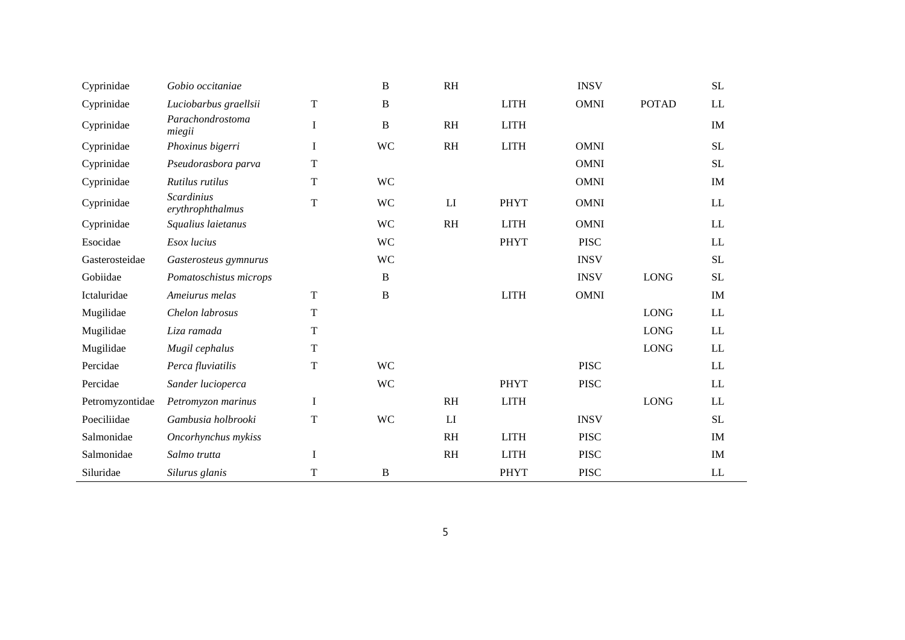| | | | | | | | | |
|---|---|---|---|---|---|---|---|---|
| Cyprinidae | *Gobio occitaniae* | | B | RH | | INSV | | SL |
| Cyprinidae | *Luciobarbus graellsii* | T | B | | LITH | OMNI | POTAD | LL |
| Cyprinidae | *Parachondrostoma miegii* | I | B | RH | LITH | | | IM |
| Cyprinidae | *Phoxinus bigerri* | I | WC | RH | LITH | OMNI | | SL |
| Cyprinidae | *Pseudorasbora parva* | T | | | | OMNI | | SL |
| Cyprinidae | *Rutilus rutilus* | T | WC | | | OMNI | | IM |
| Cyprinidae | *Scardinius erythrophthalmus* | T | WC | LI | PHYT | OMNI | | LL |
| Cyprinidae | *Squalius laietanus* | | WC | RH | LITH | OMNI | | LL |
| Esocidae | *Esox lucius* | | WC | | PHYT | PISC | | LL |
| Gasterosteidae | *Gasterosteus gymnurus* | | WC | | | INSV | | SL |
| Gobiidae | *Pomatoschistus microps* | | B | | | INSV | LONG | SL |
| Ictaluridae | *Ameiurus melas* | T | B | | LITH | OMNI | | IM |
| Mugilidae | *Chelon labrosus* | T | | | | | LONG | LL |
| Mugilidae | *Liza ramada* | T | | | | | LONG | LL |
| Mugilidae | *Mugil cephalus* | T | | | | | LONG | LL |
| Percidae | *Perca fluviatilis* | T | WC | | | PISC | | LL |
| Percidae | *Sander lucioperca* | | WC | | PHYT | PISC | | LL |
| Petromyzontidae | *Petromyzon marinus* | I | | RH | LITH | | LONG | LL |
| Poeciliidae | *Gambusia holbrooki* | T | WC | LI | | INSV | | SL |
| Salmonidae | *Oncorhynchus mykiss* | | | RH | LITH | PISC | | IM |
| Salmonidae | *Salmo trutta* | I | | RH | LITH | PISC | | IM |
| Siluridae | *Silurus glanis* | T | B | | PHYT | PISC | | LL |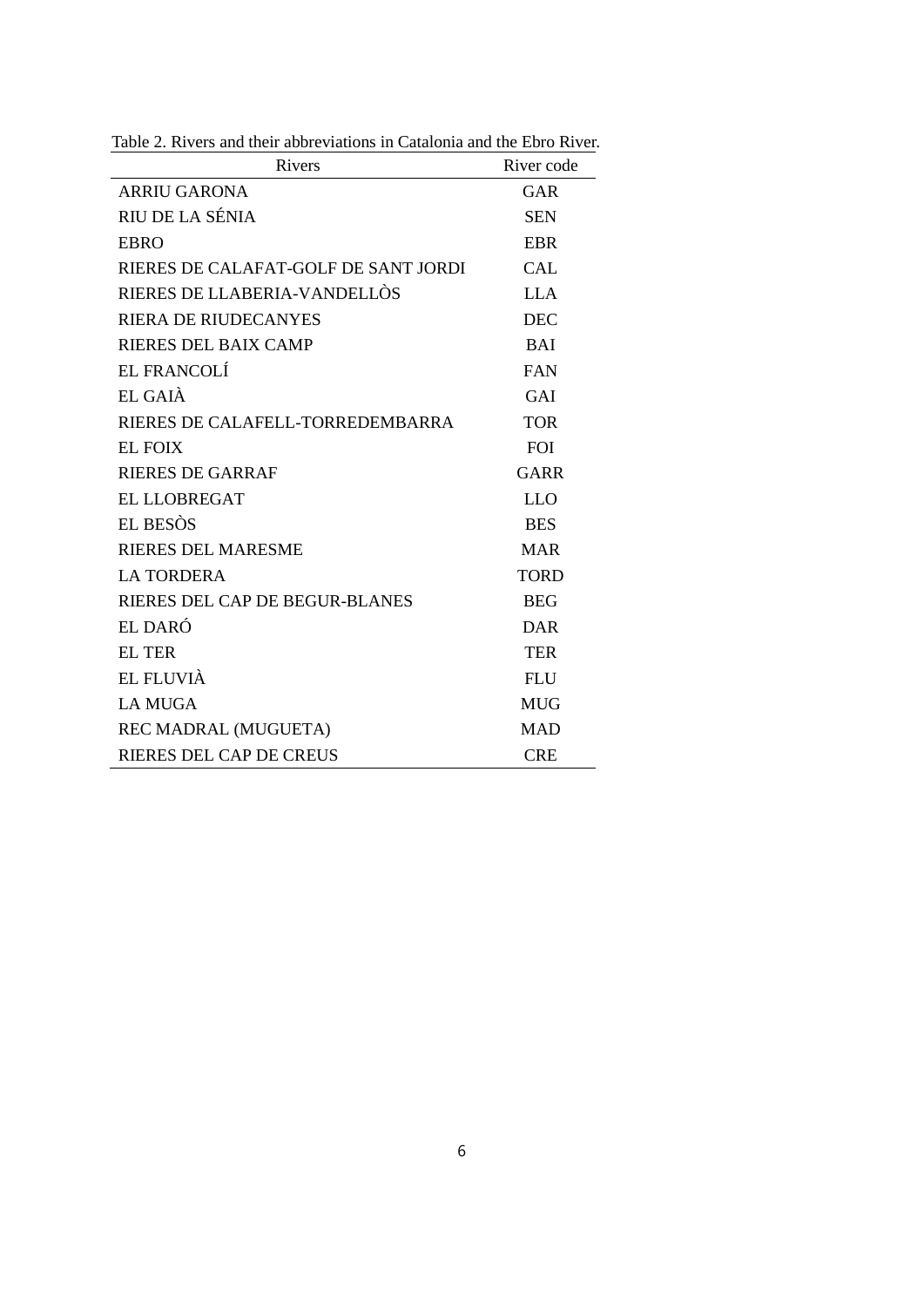Table 2. Rivers and their abbreviations in Catalonia and the Ebro River.

| Rivers | River code |
| --- | --- |
| ARRIU GARONA | GAR |
| RIU DE LA SÉNIA | SEN |
| EBRO | EBR |
| RIERES DE CALAFAT-GOLF DE SANT JORDI | CAL |
| RIERES DE LLABERIA-VANDELLÒS | LLA |
| RIERA DE RIUDECANYES | DEC |
| RIERES DEL BAIX CAMP | BAI |
| EL FRANCOLÍ | FAN |
| EL GAIÀ | GAI |
| RIERES DE CALAFELL-TORREDEMBARRA | TOR |
| EL FOIX | FOI |
| RIERES DE GARRAF | GARR |
| EL LLOBREGAT | LLO |
| EL BESÒS | BES |
| RIERES DEL MARESME | MAR |
| LA TORDERA | TORD |
| RIERES DEL CAP DE BEGUR-BLANES | BEG |
| EL DARÓ | DAR |
| EL TER | TER |
| EL FLUVIÀ | FLU |
| LA MUGA | MUG |
| REC MADRAL (MUGUETA) | MAD |
| RIERES DEL CAP DE CREUS | CRE |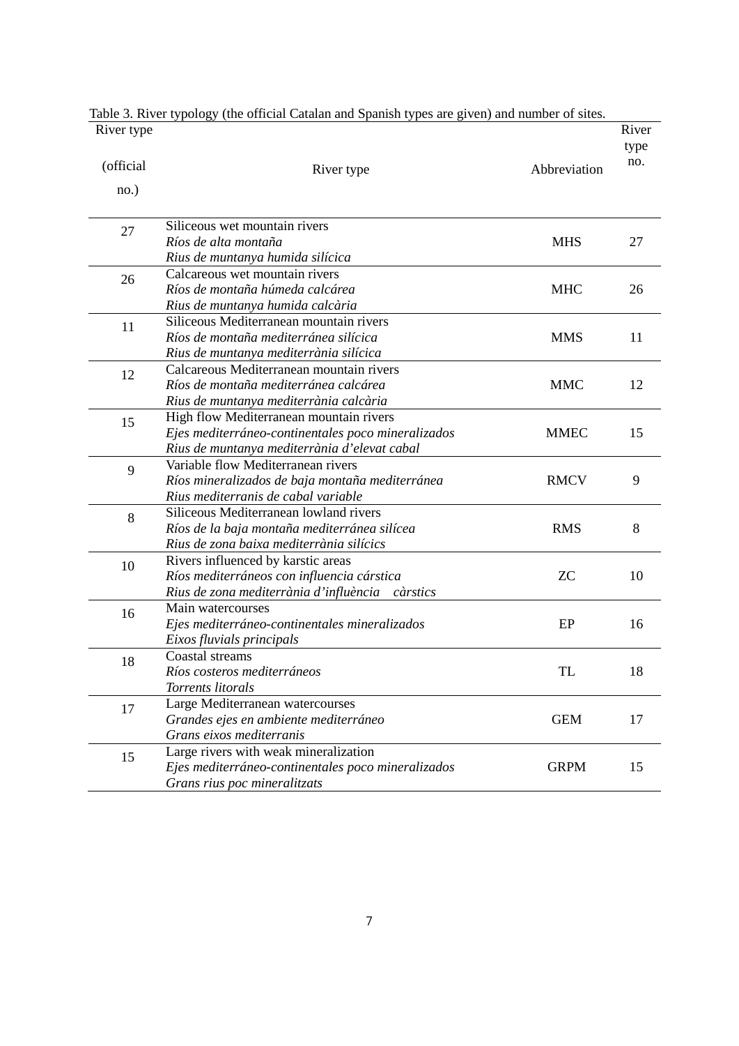Table 3. River typology (the official Catalan and Spanish types are given) and number of sites.

| River type (official no.) | River type | Abbreviation | River type no. |
|---|---|---|---|
| 27 | Siliceous wet mountain rivers<br>*Ríos de alta montaña*<br>*Rius de muntanya humida silícica* | MHS | 27 |
| 26 | Calcareous wet mountain rivers<br>*Ríos de montaña húmeda calcárea*<br>*Rius de muntanya humida calcària* | MHC | 26 |
| 11 | Siliceous Mediterranean mountain rivers<br>*Ríos de montaña mediterránea silícica*<br>*Rius de muntanya mediterrània silícica* | MMS | 11 |
| 12 | Calcareous Mediterranean mountain rivers<br>*Ríos de montaña mediterránea calcárea*<br>*Rius de muntanya mediterrània calcària* | MMC | 12 |
| 15 | High flow Mediterranean mountain rivers<br>*Ejes mediterráneo-continentales poco mineralizados*<br>*Rius de muntanya mediterrània d'elevat cabal* | MMEC | 15 |
| 9 | Variable flow Mediterranean rivers<br>*Ríos mineralizados de baja montaña mediterránea*<br>*Rius mediterranis de cabal variable* | RMCV | 9 |
| 8 | Siliceous Mediterranean lowland rivers<br>*Ríos de la baja montaña mediterránea silícea*<br>*Rius de zona baixa mediterrània silícics* | RMS | 8 |
| 10 | Rivers influenced by karstic areas<br>*Ríos mediterráneos con influencia cárstica*<br>*Rius de zona mediterrània d'influència càrstics* | ZC | 10 |
| 16 | Main watercourses<br>*Ejes mediterráneo-continentales mineralizados*<br>*Eixos fluvials principals* | EP | 16 |
| 18 | Coastal streams<br>*Ríos costeros mediterráneos*<br>*Torrents litorals* | TL | 18 |
| 17 | Large Mediterranean watercourses<br>*Grandes ejes en ambiente mediterráneo*<br>*Grans eixos mediterranis* | GEM | 17 |
| 15 | Large rivers with weak mineralization<br>*Ejes mediterráneo-continentales poco mineralizados*<br>*Grans rius poc mineralitzats* | GRPM | 15 |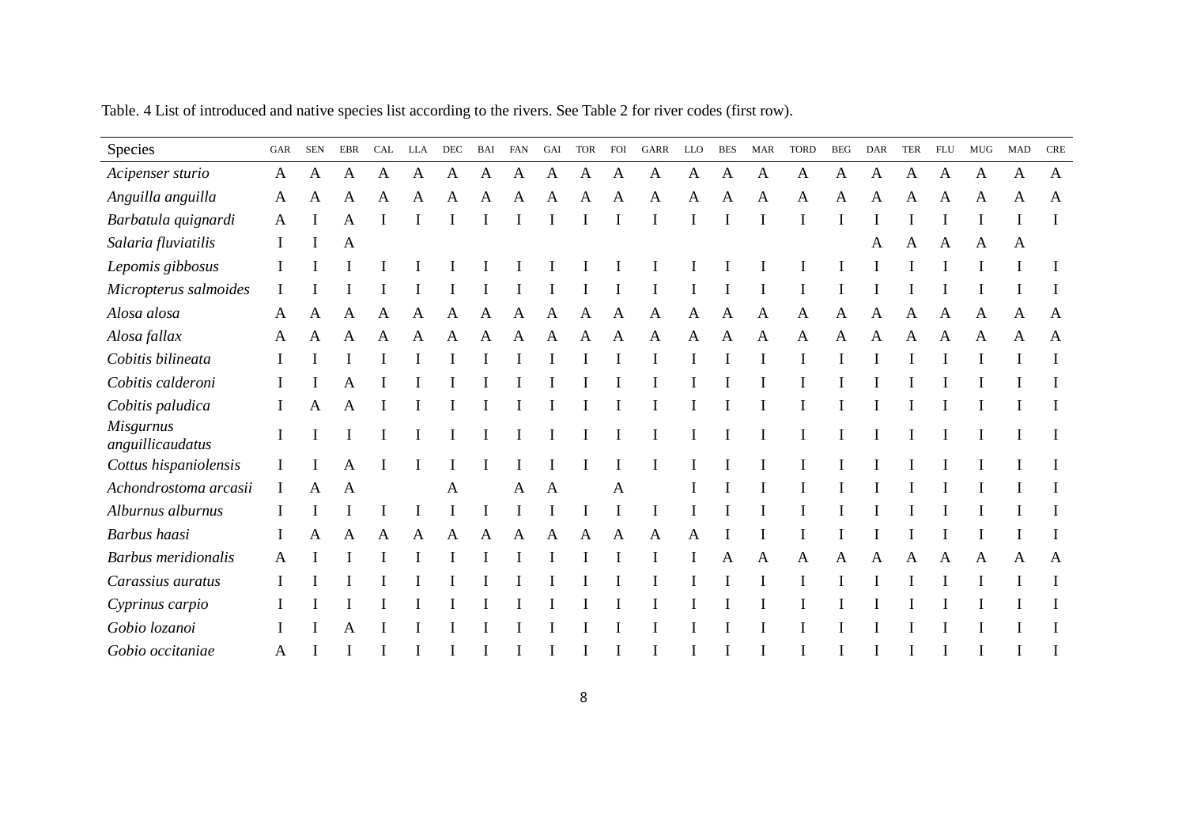Table. 4 List of introduced and native species list according to the rivers. See Table 2 for river codes (first row).

| Species | GAR | SEN | EBR | CAL | LLA | DEC | BAI | FAN | GAI | TOR | FOI | GARR | LLO | BES | MAR | TORD | BEG | DAR | TER | FLU | MUG | MAD | CRE |
|---|---|---|---|---|---|---|---|---|---|---|---|---|---|---|---|---|---|---|---|---|---|---|---|
| *Acipenser sturio* | A | A | A | A | A | A | A | A | A | A | A | A | A | A | A | A | A | A | A | A | A | A | A |
| *Anguilla anguilla* | A | A | A | A | A | A | A | A | A | A | A | A | A | A | A | A | A | A | A | A | A | A | A |
| *Barbatula quignardi* | A | I | A | I | I | I | I | I | I | I | I | I | I | I | I | I | I | I | I | I | I | I | I |
| *Salaria fluviatilis* | I | I | A | | | | | | | | | | | | | | | A | A | A | A | A | |
| *Lepomis gibbosus* | I | I | I | I | I | I | I | I | I | I | I | I | I | I | I | I | I | I | I | I | I | I | I |
| *Micropterus salmoides* | I | I | I | I | I | I | I | I | I | I | I | I | I | I | I | I | I | I | I | I | I | I | I |
| *Alosa alosa* | A | A | A | A | A | A | A | A | A | A | A | A | A | A | A | A | A | A | A | A | A | A | A |
| *Alosa fallax* | A | A | A | A | A | A | A | A | A | A | A | A | A | A | A | A | A | A | A | A | A | A | A |
| *Cobitis bilineata* | I | I | I | I | I | I | I | I | I | I | I | I | I | I | I | I | I | I | I | I | I | I | I |
| *Cobitis calderoni* | I | I | A | I | I | I | I | I | I | I | I | I | I | I | I | I | I | I | I | I | I | I | I |
| *Cobitis paludica* | I | A | A | I | I | I | I | I | I | I | I | I | I | I | I | I | I | I | I | I | I | I | I |
| *Misgurnus anguillicaudatus* | I | I | I | I | I | I | I | I | I | I | I | I | I | I | I | I | I | I | I | I | I | I | I |
| *Cottus hispaniolensis* | I | I | A | I | I | I | I | I | I | I | I | I | I | I | I | I | I | I | I | I | I | I | I |
| *Achondrostoma arcasii* | I | A | A | | | A | | A | A | | A | | I | I | I | I | I | I | I | I | I | I | I |
| *Alburnus alburnus* | I | I | I | I | I | I | I | I | I | I | I | I | I | I | I | I | I | I | I | I | I | I | I |
| *Barbus haasi* | I | A | A | A | A | A | A | A | A | A | A | A | A | I | I | I | I | I | I | I | I | I | I |
| *Barbus meridionalis* | A | I | I | I | I | I | I | I | I | I | I | I | I | A | A | A | A | A | A | A | A | A | A |
| *Carassius auratus* | I | I | I | I | I | I | I | I | I | I | I | I | I | I | I | I | I | I | I | I | I | I | I |
| *Cyprinus carpio* | I | I | I | I | I | I | I | I | I | I | I | I | I | I | I | I | I | I | I | I | I | I | I |
| *Gobio lozanoi* | I | I | A | I | I | I | I | I | I | I | I | I | I | I | I | I | I | I | I | I | I | I | I |
| *Gobio occitaniae* | A | I | I | I | I | I | I | I | I | I | I | I | I | I | I | I | I | I | I | I | I | I | I |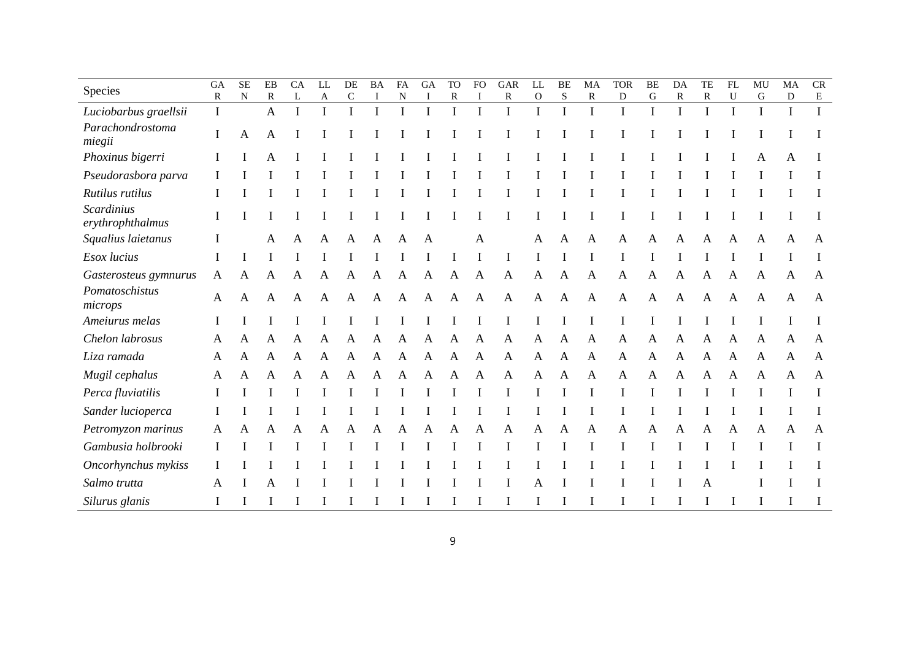| Species | GAR | SEN | EBR | CAL | LLA | DEC | BAI | FAN | GAI | TOR | FOI | GARR | LLO | BES | MAR | TORD | BEG | DAR | TER | FLU | MUG | MAD | CRE |
|---|---|---|---|---|---|---|---|---|---|---|---|---|---|---|---|---|---|---|---|---|---|---|---|
| *Luciobarbus graellsii* | I | | A | I | I | I | I | I | I | I | I | I | I | I | I | I | I | I | I | I | I | I | I |
| *Parachondrostoma miegii* | I | A | A | I | I | I | I | I | I | I | I | I | I | I | I | I | I | I | I | I | I | I | I |
| *Phoxinus bigerri* | I | I | A | I | I | I | I | I | I | I | I | I | I | I | I | I | I | I | I | I | A | A | I |
| *Pseudorasbora parva* | I | I | I | I | I | I | I | I | I | I | I | I | I | I | I | I | I | I | I | I | I | I | I |
| *Rutilus rutilus* | I | I | I | I | I | I | I | I | I | I | I | I | I | I | I | I | I | I | I | I | I | I | I |
| *Scardinius erythrophthalmus* | I | I | I | I | I | I | I | I | I | I | I | I | I | I | I | I | I | I | I | I | I | I | I |
| *Squalius laietanus* | I | | A | A | A | A | A | A | A | | A | | A | A | A | A | A | A | A | A | A | A | A |
| *Esox lucius* | I | I | I | I | I | I | I | I | I | I | I | I | I | I | I | I | I | I | I | I | I | I | I |
| *Gasterosteus gymnurus* | A | A | A | A | A | A | A | A | A | A | A | A | A | A | A | A | A | A | A | A | A | A | A |
| *Pomatoschistus microps* | A | A | A | A | A | A | A | A | A | A | A | A | A | A | A | A | A | A | A | A | A | A | A |
| *Ameiurus melas* | I | I | I | I | I | I | I | I | I | I | I | I | I | I | I | I | I | I | I | I | I | I | I |
| *Chelon labrosus* | A | A | A | A | A | A | A | A | A | A | A | A | A | A | A | A | A | A | A | A | A | A | A |
| *Liza ramada* | A | A | A | A | A | A | A | A | A | A | A | A | A | A | A | A | A | A | A | A | A | A | A |
| *Mugil cephalus* | A | A | A | A | A | A | A | A | A | A | A | A | A | A | A | A | A | A | A | A | A | A | A |
| *Perca fluviatilis* | I | I | I | I | I | I | I | I | I | I | I | I | I | I | I | I | I | I | I | I | I | I | I |
| *Sander lucioperca* | I | I | I | I | I | I | I | I | I | I | I | I | I | I | I | I | I | I | I | I | I | I | I |
| *Petromyzon marinus* | A | A | A | A | A | A | A | A | A | A | A | A | A | A | A | A | A | A | A | A | A | A | A |
| *Gambusia holbrooki* | I | I | I | I | I | I | I | I | I | I | I | I | I | I | I | I | I | I | I | I | I | I | I |
| *Oncorhynchus mykiss* | I | I | I | I | I | I | I | I | I | I | I | I | I | I | I | I | I | I | I | I | I | I | I |
| *Salmo trutta* | A | I | A | I | I | I | I | I | I | I | I | I | A | I | I | I | I | I | A | | I | I | I |
| *Silurus glanis* | I | I | I | I | I | I | I | I | I | I | I | I | I | I | I | I | I | I | I | I | I | I | I |